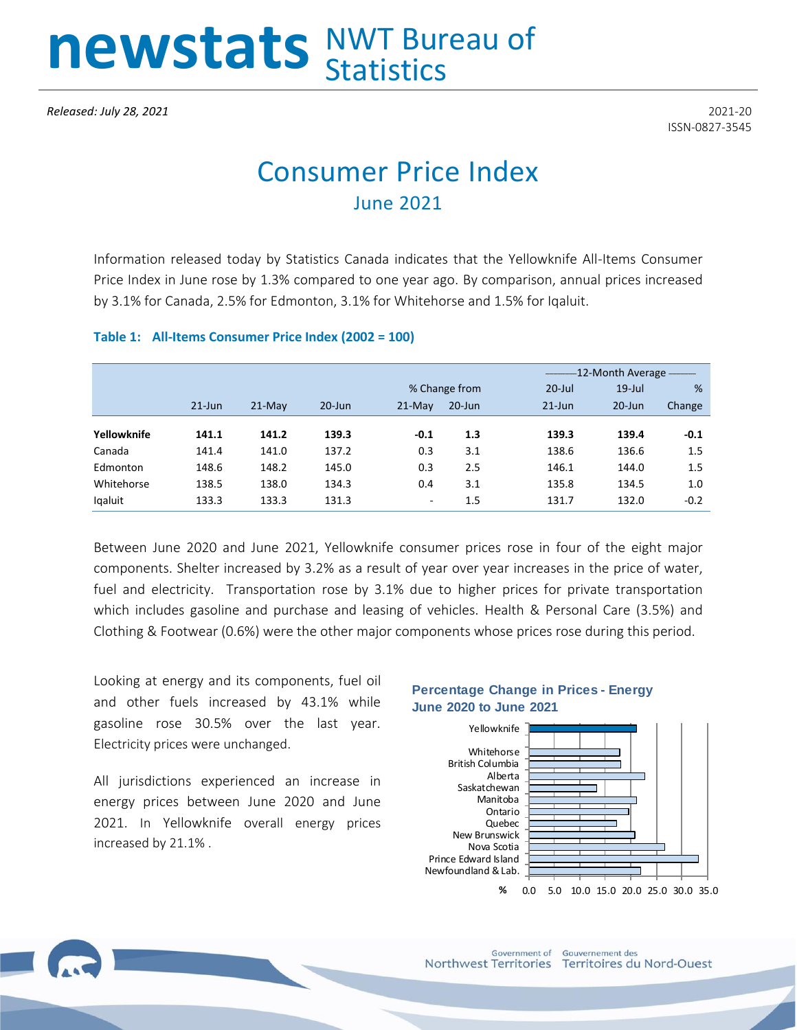# newstats NWT Bureau of Statistics

*Released: July 28, 2021*

2021-20
ISSN-0827-3545

# Consumer Price Index

## June 2021

Information released today by Statistics Canada indicates that the Yellowknife All-Items Consumer Price Index in June rose by 1.3% compared to one year ago. By comparison, annual prices increased by 3.1% for Canada, 2.5% for Edmonton, 3.1% for Whitehorse and 1.5% for Iqaluit.

**Table 1: All-Items Consumer Price Index (2002 = 100)**

| | | | | % Change from | | 12-Month Average | | |
|---|---|---|---|---|---|---|---|---|
| | 21-Jun | 21-May | 20-Jun | 21-May | 20-Jun | 20-Jul 21-Jun | 19-Jul 20-Jun | % Change |
| **Yellowknife** | **141.1** | **141.2** | **139.3** | **-0.1** | **1.3** | **139.3** | **139.4** | **-0.1** |
| Canada | 141.4 | 141.0 | 137.2 | 0.3 | 3.1 | 138.6 | 136.6 | 1.5 |
| Edmonton | 148.6 | 148.2 | 145.0 | 0.3 | 2.5 | 146.1 | 144.0 | 1.5 |
| Whitehorse | 138.5 | 138.0 | 134.3 | 0.4 | 3.1 | 135.8 | 134.5 | 1.0 |
| Iqaluit | 133.3 | 133.3 | 131.3 | - | 1.5 | 131.7 | 132.0 | -0.2 |

Between June 2020 and June 2021, Yellowknife consumer prices rose in four of the eight major components. Shelter increased by 3.2% as a result of year over year increases in the price of water, fuel and electricity. Transportation rose by 3.1% due to higher prices for private transportation which includes gasoline and purchase and leasing of vehicles. Health & Personal Care (3.5%) and Clothing & Footwear (0.6%) were the other major components whose prices rose during this period.

Looking at energy and its components, fuel oil and other fuels increased by 43.1% while gasoline rose 30.5% over the last year. Electricity prices were unchanged.

All jurisdictions experienced an increase in energy prices between June 2020 and June 2021. In Yellowknife overall energy prices increased by 21.1%.

**Percentage Change in Prices - Energy June 2020 to June 2021**

Yellowknife, Whitehorse, British Columbia, Alberta, Saskatchewan, Manitoba, Ontario, Quebec, New Brunswick, Nova Scotia, Prince Edward Island, Newfoundland & Lab.

% 0.0 5.0 10.0 15.0 20.0 25.0 30.0 35.0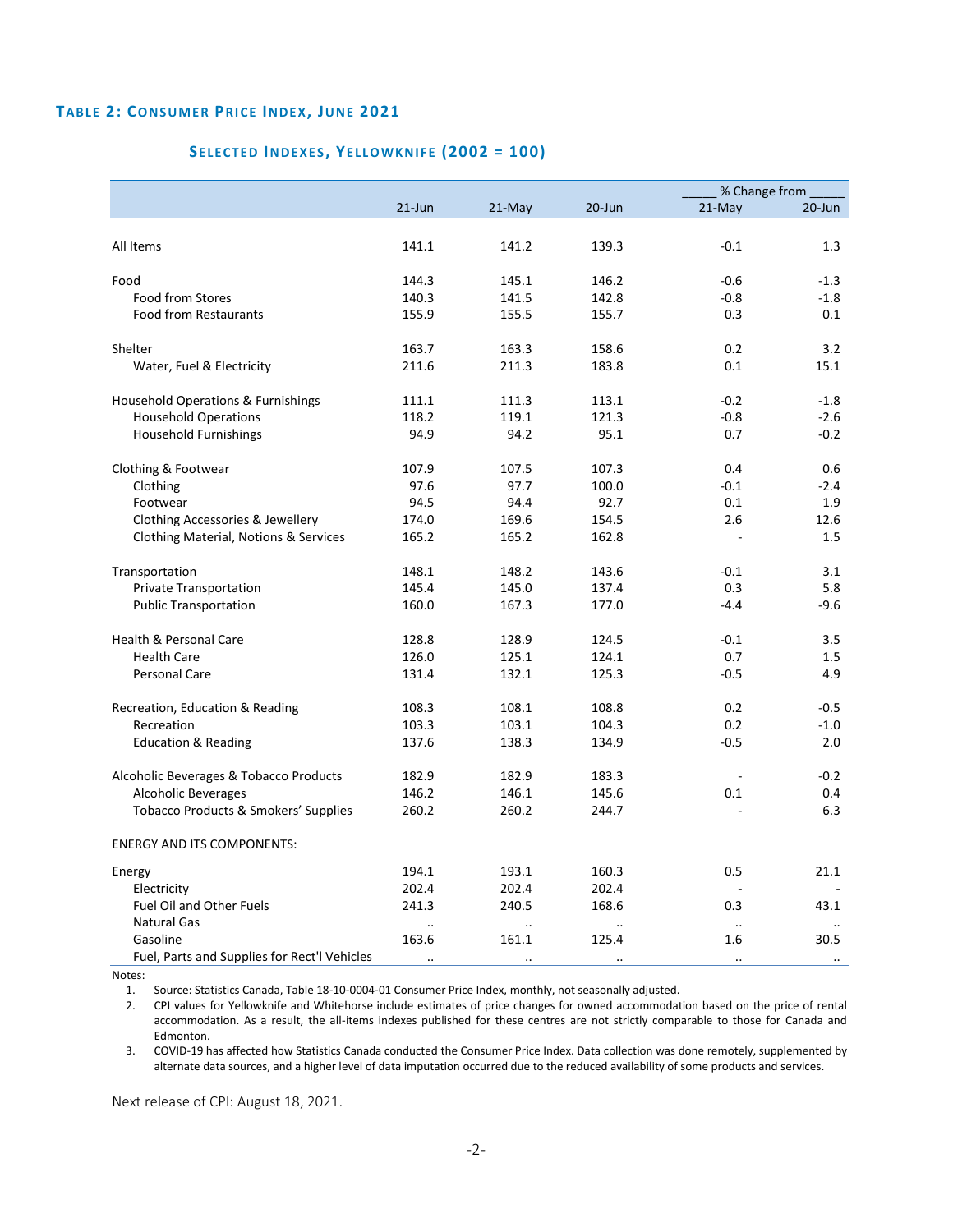### Table 2: Consumer Price Index, June 2021

#### Selected Indexes, Yellowknife (2002 = 100)

| | 21-Jun | 21-May | 20-Jun | % Change from 21-May | % Change from 20-Jun |
|---|---|---|---|---|---|
| All Items | 141.1 | 141.2 | 139.3 | -0.1 | 1.3 |
| Food | 144.3 | 145.1 | 146.2 | -0.6 | -1.3 |
| Food from Stores | 140.3 | 141.5 | 142.8 | -0.8 | -1.8 |
| Food from Restaurants | 155.9 | 155.5 | 155.7 | 0.3 | 0.1 |
| Shelter | 163.7 | 163.3 | 158.6 | 0.2 | 3.2 |
| Water, Fuel & Electricity | 211.6 | 211.3 | 183.8 | 0.1 | 15.1 |
| Household Operations & Furnishings | 111.1 | 111.3 | 113.1 | -0.2 | -1.8 |
| Household Operations | 118.2 | 119.1 | 121.3 | -0.8 | -2.6 |
| Household Furnishings | 94.9 | 94.2 | 95.1 | 0.7 | -0.2 |
| Clothing & Footwear | 107.9 | 107.5 | 107.3 | 0.4 | 0.6 |
| Clothing | 97.6 | 97.7 | 100.0 | -0.1 | -2.4 |
| Footwear | 94.5 | 94.4 | 92.7 | 0.1 | 1.9 |
| Clothing Accessories & Jewellery | 174.0 | 169.6 | 154.5 | 2.6 | 12.6 |
| Clothing Material, Notions & Services | 165.2 | 165.2 | 162.8 | - | 1.5 |
| Transportation | 148.1 | 148.2 | 143.6 | -0.1 | 3.1 |
| Private Transportation | 145.4 | 145.0 | 137.4 | 0.3 | 5.8 |
| Public Transportation | 160.0 | 167.3 | 177.0 | -4.4 | -9.6 |
| Health & Personal Care | 128.8 | 128.9 | 124.5 | -0.1 | 3.5 |
| Health Care | 126.0 | 125.1 | 124.1 | 0.7 | 1.5 |
| Personal Care | 131.4 | 132.1 | 125.3 | -0.5 | 4.9 |
| Recreation, Education & Reading | 108.3 | 108.1 | 108.8 | 0.2 | -0.5 |
| Recreation | 103.3 | 103.1 | 104.3 | 0.2 | -1.0 |
| Education & Reading | 137.6 | 138.3 | 134.9 | -0.5 | 2.0 |
| Alcoholic Beverages & Tobacco Products | 182.9 | 182.9 | 183.3 | - | -0.2 |
| Alcoholic Beverages | 146.2 | 146.1 | 145.6 | 0.1 | 0.4 |
| Tobacco Products & Smokers' Supplies | 260.2 | 260.2 | 244.7 | - | 6.3 |
| ENERGY AND ITS COMPONENTS: | | | | | |
| Energy | 194.1 | 193.1 | 160.3 | 0.5 | 21.1 |
| Electricity | 202.4 | 202.4 | 202.4 | - | - |
| Fuel Oil and Other Fuels | 241.3 | 240.5 | 168.6 | 0.3 | 43.1 |
| Natural Gas | .. | .. | .. | .. | .. |
| Gasoline | 163.6 | 161.1 | 125.4 | 1.6 | 30.5 |
| Fuel, Parts and Supplies for Rect'l Vehicles | .. | .. | .. | .. | .. |

Notes:

1. Source: Statistics Canada, Table 18-10-0004-01 Consumer Price Index, monthly, not seasonally adjusted.
2. CPI values for Yellowknife and Whitehorse include estimates of price changes for owned accommodation based on the price of rental accommodation. As a result, the all-items indexes published for these centres are not strictly comparable to those for Canada and Edmonton.
3. COVID-19 has affected how Statistics Canada conducted the Consumer Price Index. Data collection was done remotely, supplemented by alternate data sources, and a higher level of data imputation occurred due to the reduced availability of some products and services.

Next release of CPI: August 18, 2021.